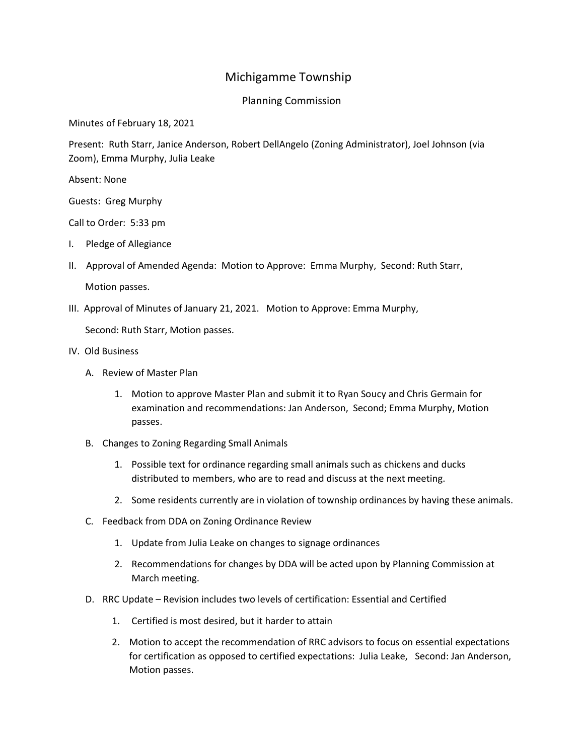# Michigamme Township

## Planning Commission

Minutes of February 18, 2021

Present: Ruth Starr, Janice Anderson, Robert DellAngelo (Zoning Administrator), Joel Johnson (via Zoom), Emma Murphy, Julia Leake

Absent: None

Guests: Greg Murphy

Call to Order: 5:33 pm

I. Pledge of Allegiance

II. Approval of Amended Agenda: Motion to Approve: Emma Murphy, Second: Ruth Starr,

   Motion passes.

III. Approval of Minutes of January 21, 2021. Motion to Approve: Emma Murphy,

   Second: Ruth Starr, Motion passes.

IV. Old Business

   A. Review of Master Plan

      1. Motion to approve Master Plan and submit it to Ryan Soucy and Chris Germain for examination and recommendations: Jan Anderson, Second; Emma Murphy, Motion passes.

   B. Changes to Zoning Regarding Small Animals

      1. Possible text for ordinance regarding small animals such as chickens and ducks distributed to members, who are to read and discuss at the next meeting.

      2. Some residents currently are in violation of township ordinances by having these animals.

   C. Feedback from DDA on Zoning Ordinance Review

      1. Update from Julia Leake on changes to signage ordinances

      2. Recommendations for changes by DDA will be acted upon by Planning Commission at March meeting.

   D. RRC Update – Revision includes two levels of certification: Essential and Certified

      1. Certified is most desired, but it harder to attain

      2. Motion to accept the recommendation of RRC advisors to focus on essential expectations for certification as opposed to certified expectations: Julia Leake, Second: Jan Anderson, Motion passes.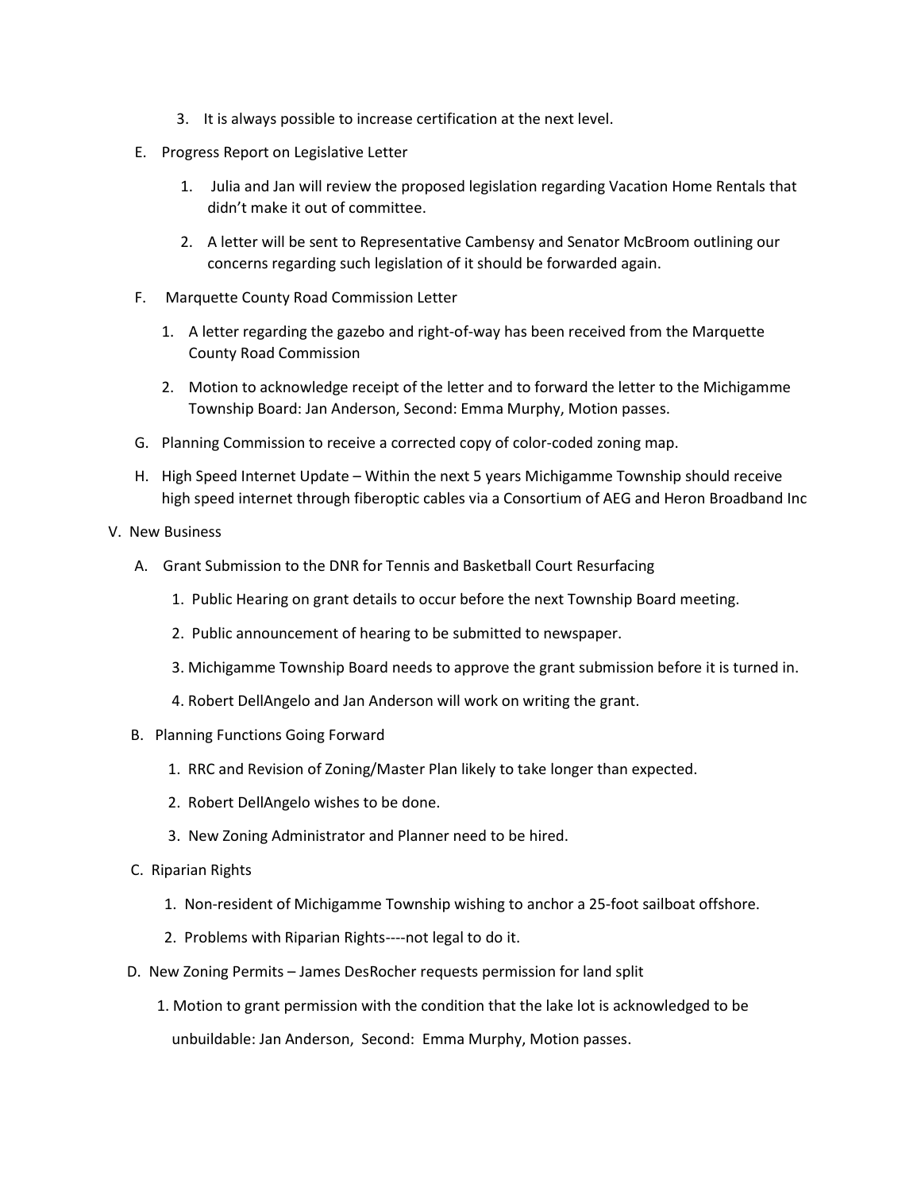3. It is always possible to increase certification at the next level.

E. Progress Report on Legislative Letter

1. Julia and Jan will review the proposed legislation regarding Vacation Home Rentals that didn't make it out of committee.
2. A letter will be sent to Representative Cambensy and Senator McBroom outlining our concerns regarding such legislation of it should be forwarded again.

F. Marquette County Road Commission Letter

1. A letter regarding the gazebo and right-of-way has been received from the Marquette County Road Commission
2. Motion to acknowledge receipt of the letter and to forward the letter to the Michigamme Township Board: Jan Anderson, Second: Emma Murphy, Motion passes.

G. Planning Commission to receive a corrected copy of color-coded zoning map.

H. High Speed Internet Update – Within the next 5 years Michigamme Township should receive high speed internet through fiberoptic cables via a Consortium of AEG and Heron Broadband Inc

V. New Business

A. Grant Submission to the DNR for Tennis and Basketball Court Resurfacing

1. Public Hearing on grant details to occur before the next Township Board meeting.
2. Public announcement of hearing to be submitted to newspaper.
3. Michigamme Township Board needs to approve the grant submission before it is turned in.
4. Robert DellAngelo and Jan Anderson will work on writing the grant.

B. Planning Functions Going Forward

1. RRC and Revision of Zoning/Master Plan likely to take longer than expected.
2. Robert DellAngelo wishes to be done.
3. New Zoning Administrator and Planner need to be hired.

C. Riparian Rights

1. Non-resident of Michigamme Township wishing to anchor a 25-foot sailboat offshore.
2. Problems with Riparian Rights----not legal to do it.

D. New Zoning Permits – James DesRocher requests permission for land split

1. Motion to grant permission with the condition that the lake lot is acknowledged to be unbuildable: Jan Anderson, Second: Emma Murphy, Motion passes.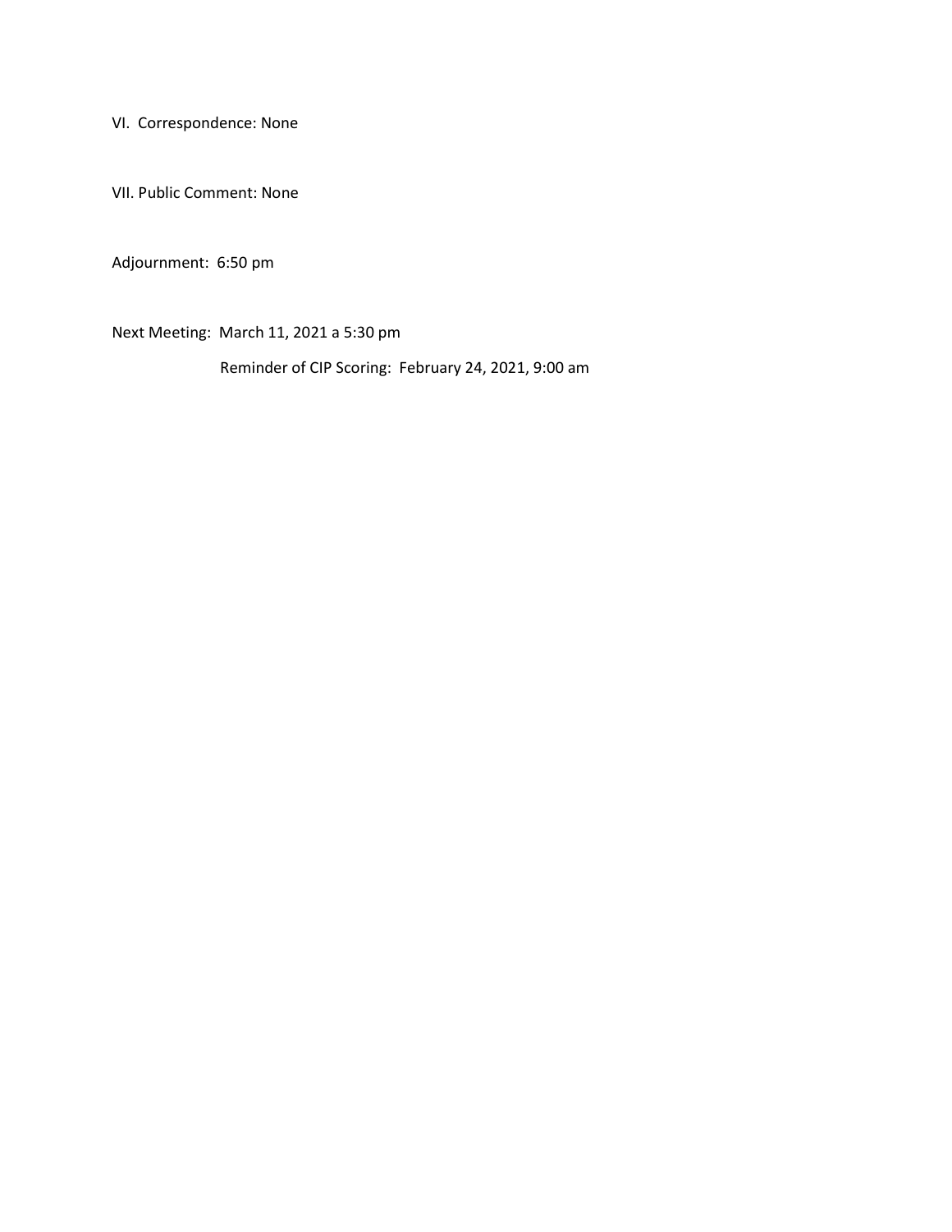VI. Correspondence: None

VII. Public Comment: None

Adjournment: 6:50 pm

Next Meeting: March 11, 2021 a 5:30 pm

Reminder of CIP Scoring: February 24, 2021, 9:00 am